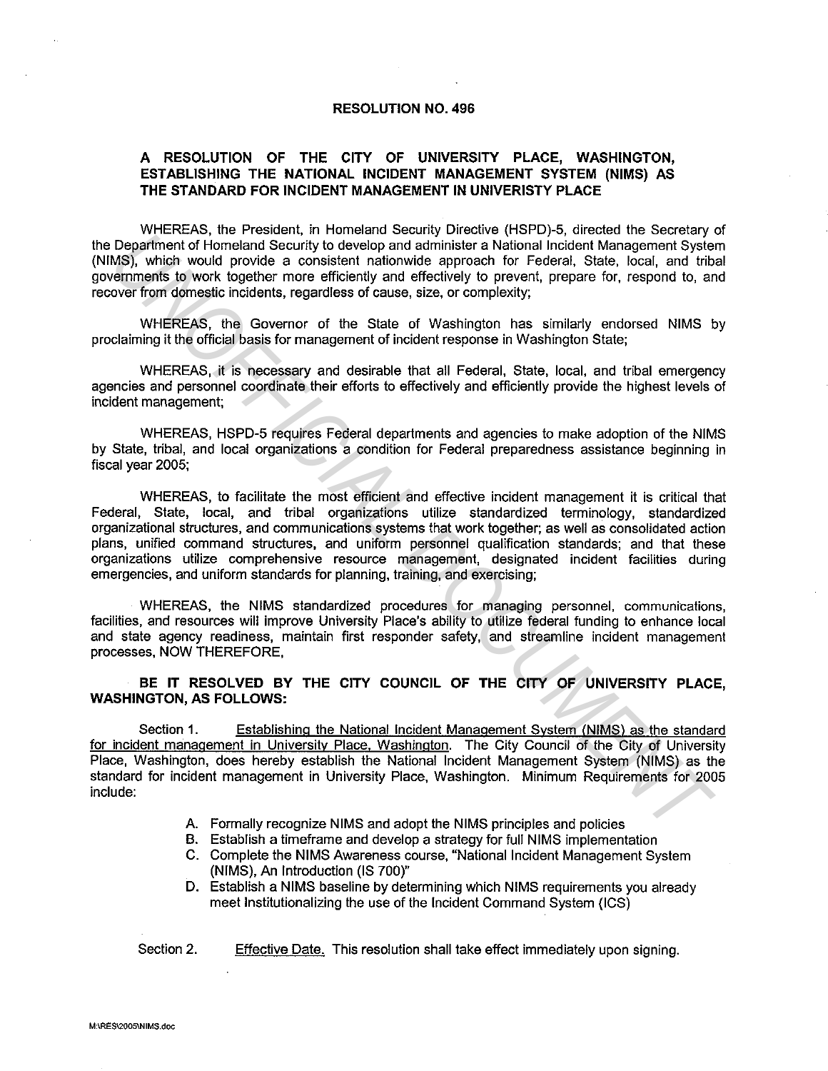# RESOLUTION NO. 496

## A RESOLUTION OF THE CITY OF UNIVERSITY PLACE, WASHINGTON, ESTABLISHING THE NATIONAL INCIDENT MANAGEMENT SYSTEM (NIMS) AS THE STANDARD FOR INCIDENT MANAGEMENT IN UNIVERISTY PLACE

WHEREAS, the President, in Homeland Security Directive (HSPD)-5, directed the Secretary of the Department of Homeland Security to develop and administer a National Incident Management System (NIMS), which would provide a consistent nationwide approach for Federal, State, local, and tribal governments to work together more efficiently and effectively to prevent, prepare for, respond to, and recover from domestic incidents, regardless of cause, size, or complexity;

WHEREAS, the Governor of the State of Washington has similarly endorsed NIMS by proclaiming it the official basis for management of incident response in Washington State;

WHEREAS, it is necessary and desirable that all Federal, State, local, and tribal emergency agencies and personnel coordinate their efforts to effectively and efficiently provide the highest levels of incident management;

WHEREAS, HSPD-5 requires Federal departments and agencies to make adoption of the NIMS by State, tribal, and local organizations a condition for Federal preparedness assistance beginning in fiscal year 2005;

WHEREAS, to facilitate the most efficient and effective incident management it is critical that Federal, State, local, and tribal organizations utilize standardized terminology, standardized organizational structures, and communications systems that work together; as well as consolidated action plans, unified command structures, and uniform personnel qualification standards; and that these organizations utilize comprehensive resource management, designated incident facilities during emergencies, and uniform standards for planning, training, and exercising;

WHEREAS, the NIMS standardized procedures for managing personnel, communications, facilities, and resources will improve University Place's ability to utilize federal funding to enhance local and state agency readiness, maintain first responder safety, and streamline incident management processes, NOW THEREFORE,

**BE IT RESOLVED BY THE CITY COUNCIL OF THE CITY OF UNIVERSITY PLACE, WASHINGTON, AS FOLLOWS:**

Section 1. Establishing the National Incident Management System (NIMS) as the standard for incident management in University Place, Washington. The City Council of the City of University Place, Washington, does hereby establish the National Incident Management System (NIMS) as the standard for incident management in University Place, Washington. Minimum Requirements for 2005 include:

A. Formally recognize NIMS and adopt the NIMS principles and policies
B. Establish a timeframe and develop a strategy for full NIMS implementation
C. Complete the NIMS Awareness course, "National Incident Management System (NIMS), An Introduction (IS 700)"
D. Establish a NIMS baseline by determining which NIMS requirements you already meet Institutionalizing the use of the Incident Command System (ICS)

Section 2. Effective Date. This resolution shall take effect immediately upon signing.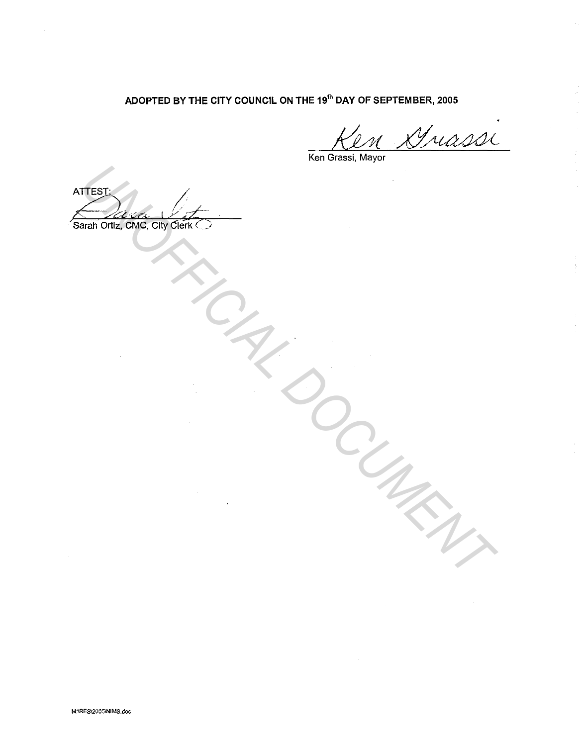**ADOPTED BY THE CITY COUNCIL ON THE 19th DAY OF SEPTEMBER, 2005**

Ken Grassi

Ken Grassi, Mayor

ATTEST:

Sarah Ortiz, CMC, City Clerk

UNOFFICIAL DOCUMENT

M:\RES\2005\NIMS.doc